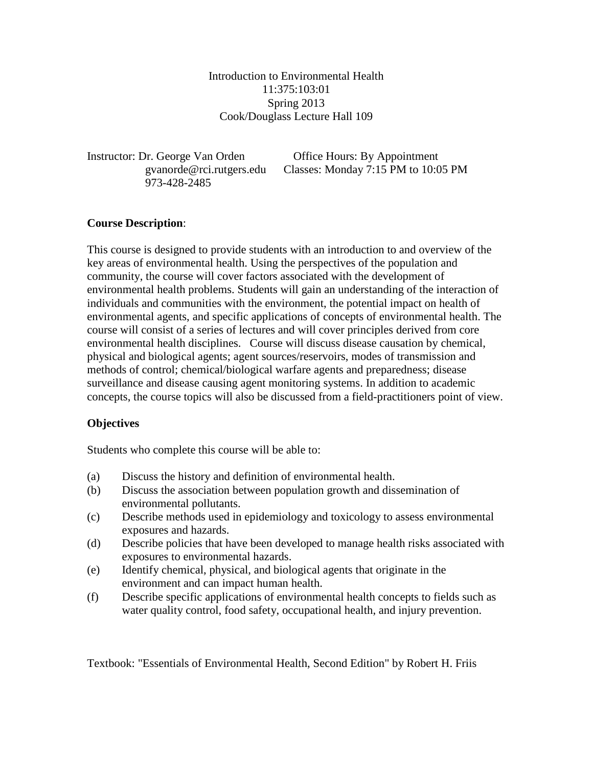# Introduction to Environmental Health
11:375:103:01
Spring 2013
Cook/Douglass Lecture Hall 109

Instructor: Dr. George Van Orden
gvanorde@rci.rutgers.edu
973-428-2485

Office Hours: By Appointment
Classes: Monday 7:15 PM to 10:05 PM

**Course Description**:

This course is designed to provide students with an introduction to and overview of the key areas of environmental health. Using the perspectives of the population and community, the course will cover factors associated with the development of environmental health problems. Students will gain an understanding of the interaction of individuals and communities with the environment, the potential impact on health of environmental agents, and specific applications of concepts of environmental health. The course will consist of a series of lectures and will cover principles derived from core environmental health disciplines. Course will discuss disease causation by chemical, physical and biological agents; agent sources/reservoirs, modes of transmission and methods of control; chemical/biological warfare agents and preparedness; disease surveillance and disease causing agent monitoring systems. In addition to academic concepts, the course topics will also be discussed from a field-practitioners point of view.

**Objectives**

Students who complete this course will be able to:

(a) Discuss the history and definition of environmental health.
(b) Discuss the association between population growth and dissemination of environmental pollutants.
(c) Describe methods used in epidemiology and toxicology to assess environmental exposures and hazards.
(d) Describe policies that have been developed to manage health risks associated with exposures to environmental hazards.
(e) Identify chemical, physical, and biological agents that originate in the environment and can impact human health.
(f) Describe specific applications of environmental health concepts to fields such as water quality control, food safety, occupational health, and injury prevention.

Textbook: "Essentials of Environmental Health, Second Edition" by Robert H. Friis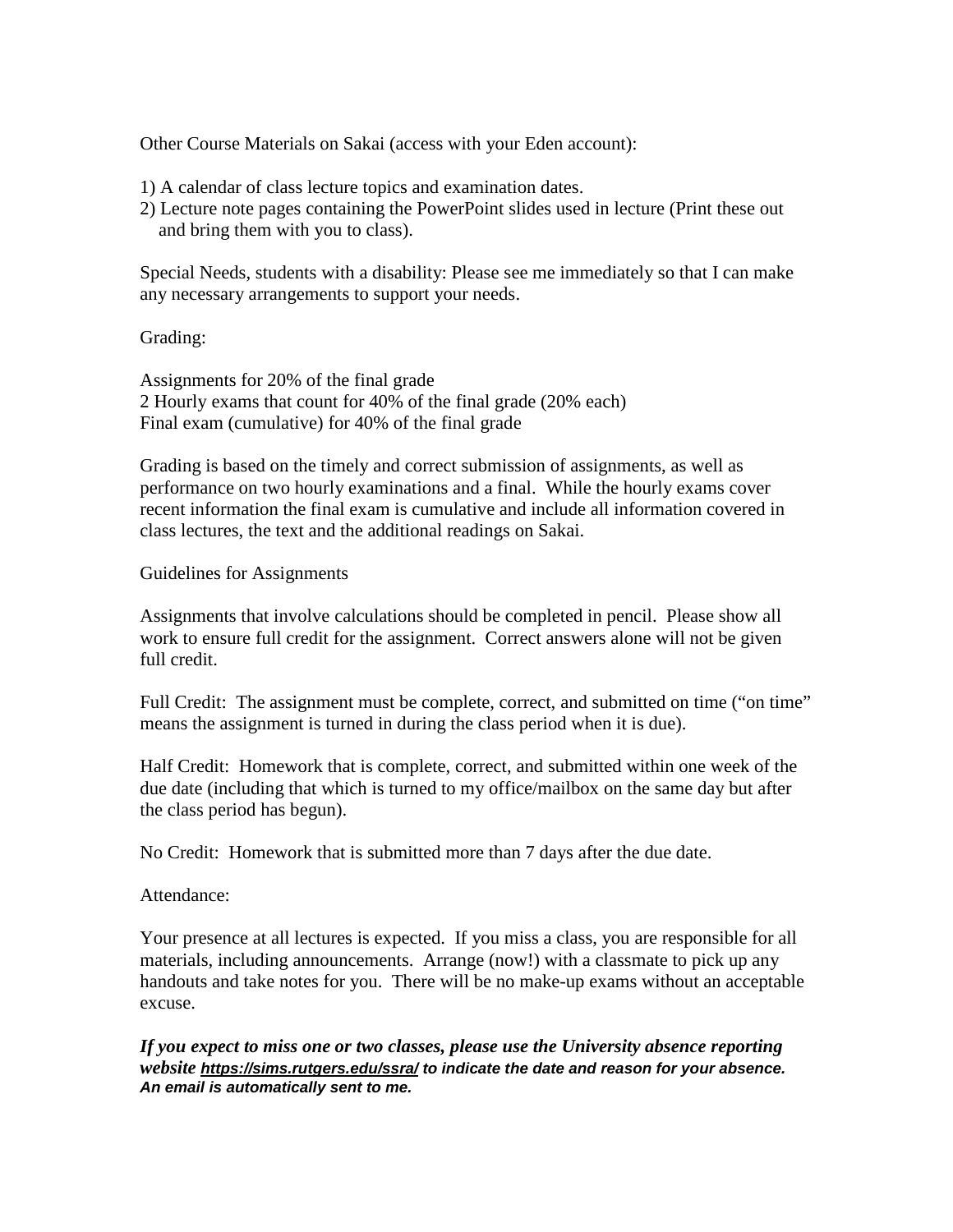Other Course Materials on Sakai (access with your Eden account):

1) A calendar of class lecture topics and examination dates.
2) Lecture note pages containing the PowerPoint slides used in lecture (Print these out and bring them with you to class).

Special Needs, students with a disability: Please see me immediately so that I can make any necessary arrangements to support your needs.

Grading:

Assignments for 20% of the final grade
2 Hourly exams that count for 40% of the final grade (20% each)
Final exam (cumulative) for 40% of the final grade

Grading is based on the timely and correct submission of assignments, as well as performance on two hourly examinations and a final. While the hourly exams cover recent information the final exam is cumulative and include all information covered in class lectures, the text and the additional readings on Sakai.

Guidelines for Assignments

Assignments that involve calculations should be completed in pencil. Please show all work to ensure full credit for the assignment. Correct answers alone will not be given full credit.

Full Credit: The assignment must be complete, correct, and submitted on time ("on time" means the assignment is turned in during the class period when it is due).

Half Credit: Homework that is complete, correct, and submitted within one week of the due date (including that which is turned to my office/mailbox on the same day but after the class period has begun).

No Credit: Homework that is submitted more than 7 days after the due date.

Attendance:

Your presence at all lectures is expected. If you miss a class, you are responsible for all materials, including announcements. Arrange (now!) with a classmate to pick up any handouts and take notes for you. There will be no make-up exams without an acceptable excuse.

***If you expect to miss one or two classes, please use the University absence reporting website https://sims.rutgers.edu/ssra/ to indicate the date and reason for your absence. An email is automatically sent to me.***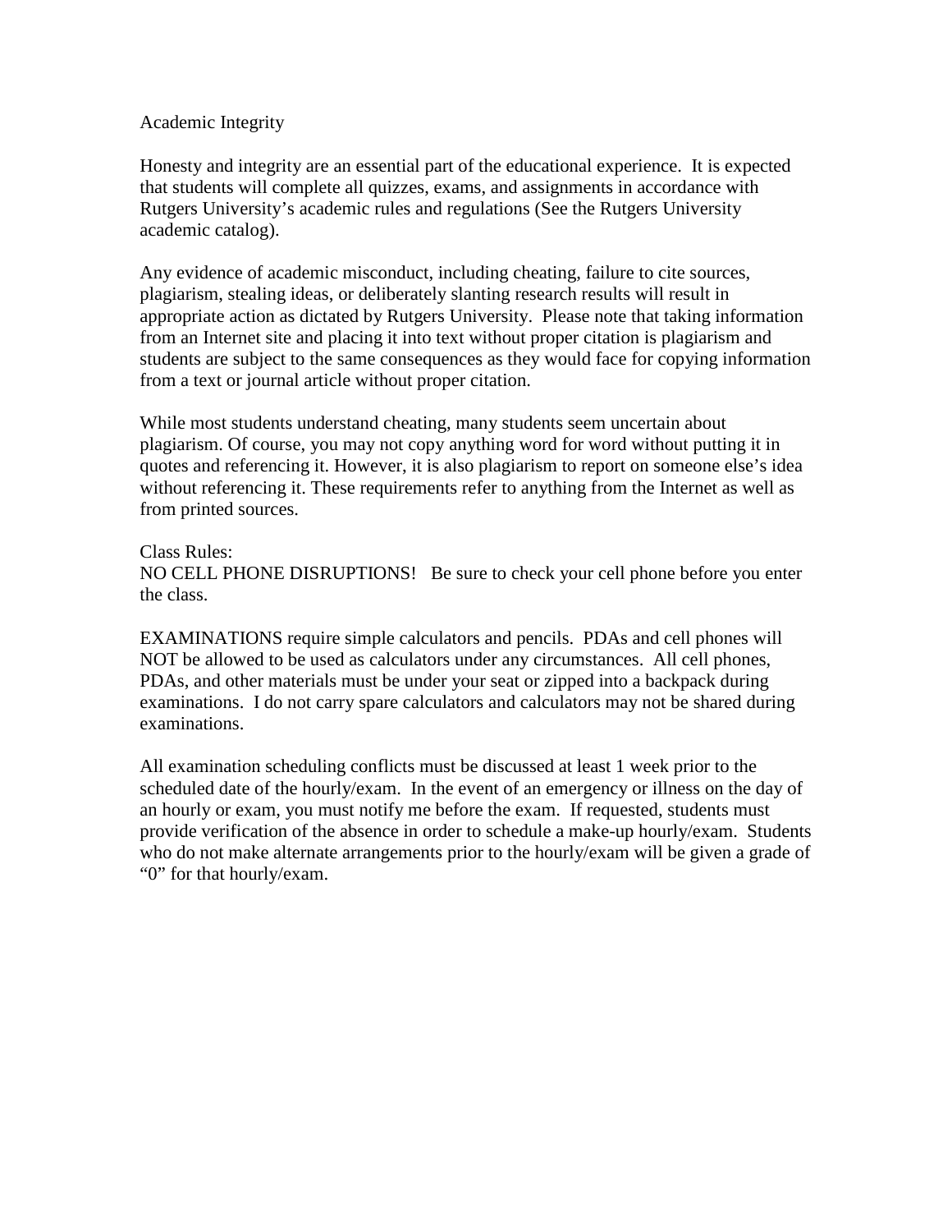## Academic Integrity

Honesty and integrity are an essential part of the educational experience. It is expected that students will complete all quizzes, exams, and assignments in accordance with Rutgers University's academic rules and regulations (See the Rutgers University academic catalog).

Any evidence of academic misconduct, including cheating, failure to cite sources, plagiarism, stealing ideas, or deliberately slanting research results will result in appropriate action as dictated by Rutgers University. Please note that taking information from an Internet site and placing it into text without proper citation is plagiarism and students are subject to the same consequences as they would face for copying information from a text or journal article without proper citation.

While most students understand cheating, many students seem uncertain about plagiarism. Of course, you may not copy anything word for word without putting it in quotes and referencing it. However, it is also plagiarism to report on someone else's idea without referencing it. These requirements refer to anything from the Internet as well as from printed sources.

Class Rules:
NO CELL PHONE DISRUPTIONS! Be sure to check your cell phone before you enter the class.

EXAMINATIONS require simple calculators and pencils. PDAs and cell phones will NOT be allowed to be used as calculators under any circumstances. All cell phones, PDAs, and other materials must be under your seat or zipped into a backpack during examinations. I do not carry spare calculators and calculators may not be shared during examinations.

All examination scheduling conflicts must be discussed at least 1 week prior to the scheduled date of the hourly/exam. In the event of an emergency or illness on the day of an hourly or exam, you must notify me before the exam. If requested, students must provide verification of the absence in order to schedule a make-up hourly/exam. Students who do not make alternate arrangements prior to the hourly/exam will be given a grade of "0" for that hourly/exam.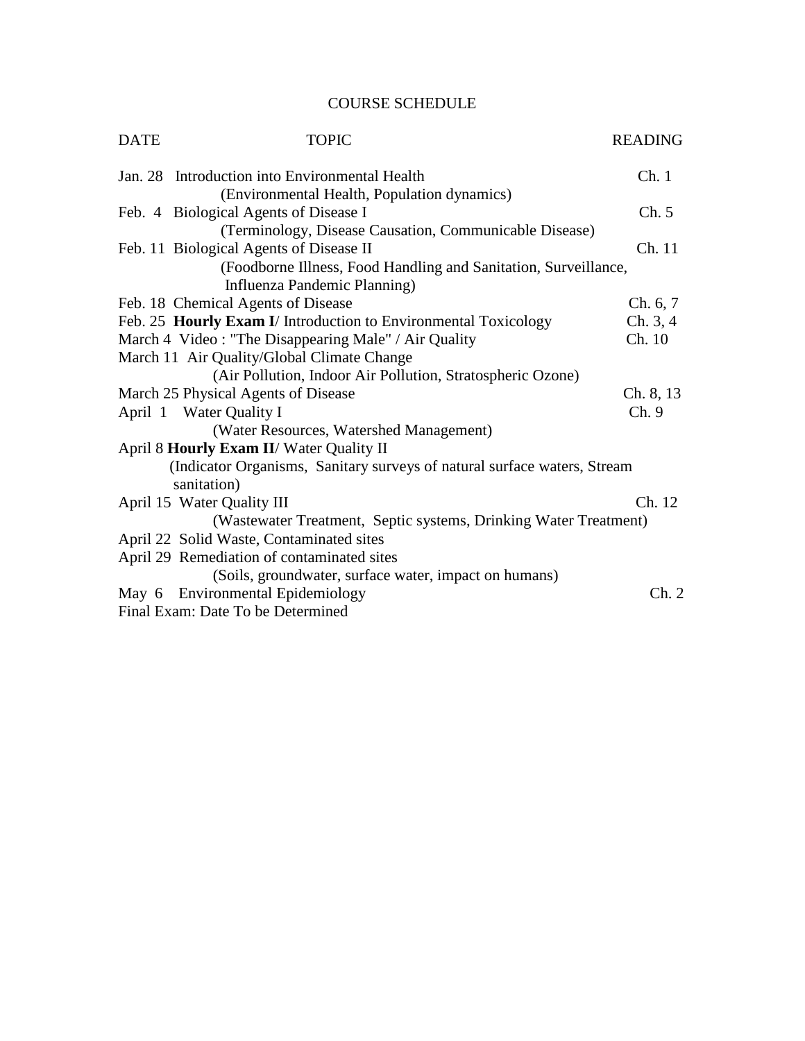# COURSE SCHEDULE

| DATE | TOPIC | READING |
|---|---|---|
| Jan. 28 | Introduction into Environmental Health (Environmental Health, Population dynamics) | Ch. 1 |
| Feb. 4 | Biological Agents of Disease I (Terminology, Disease Causation, Communicable Disease) | Ch. 5 |
| Feb. 11 | Biological Agents of Disease II (Foodborne Illness, Food Handling and Sanitation, Surveillance, Influenza Pandemic Planning) | Ch. 11 |
| Feb. 18 | Chemical Agents of Disease | Ch. 6, 7 |
| Feb. 25 | **Hourly Exam I**/ Introduction to Environmental Toxicology | Ch. 3, 4 |
| March 4 | Video : "The Disappearing Male" / Air Quality | Ch. 10 |
| March 11 | Air Quality/Global Climate Change (Air Pollution, Indoor Air Pollution, Stratospheric Ozone) | |
| March 25 | Physical Agents of Disease | Ch. 8, 13 |
| April 1 | Water Quality I (Water Resources, Watershed Management) | Ch. 9 |
| April 8 | **Hourly Exam II**/ Water Quality II (Indicator Organisms, Sanitary surveys of natural surface waters, Stream sanitation) | |
| April 15 | Water Quality III (Wastewater Treatment, Septic systems, Drinking Water Treatment) | Ch. 12 |
| April 22 | Solid Waste, Contaminated sites | |
| April 29 | Remediation of contaminated sites (Soils, groundwater, surface water, impact on humans) | |
| May 6 | Environmental Epidemiology | Ch. 2 |

Final Exam: Date To be Determined